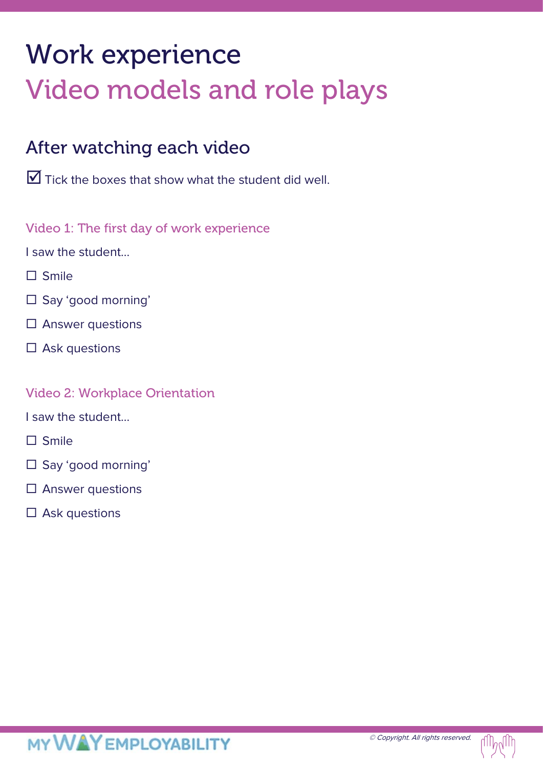# Work experience
# Video models and role plays

## After watching each video

☑ Tick the boxes that show what the student did well.

### Video 1: The first day of work experience

I saw the student...

- ☐ Smile
- ☐ Say ‘good morning’
- ☐ Answer questions
- ☐ Ask questions

### Video 2: Workplace Orientation

I saw the student...

- ☐ Smile
- ☐ Say ‘good morning’
- ☐ Answer questions
- ☐ Ask questions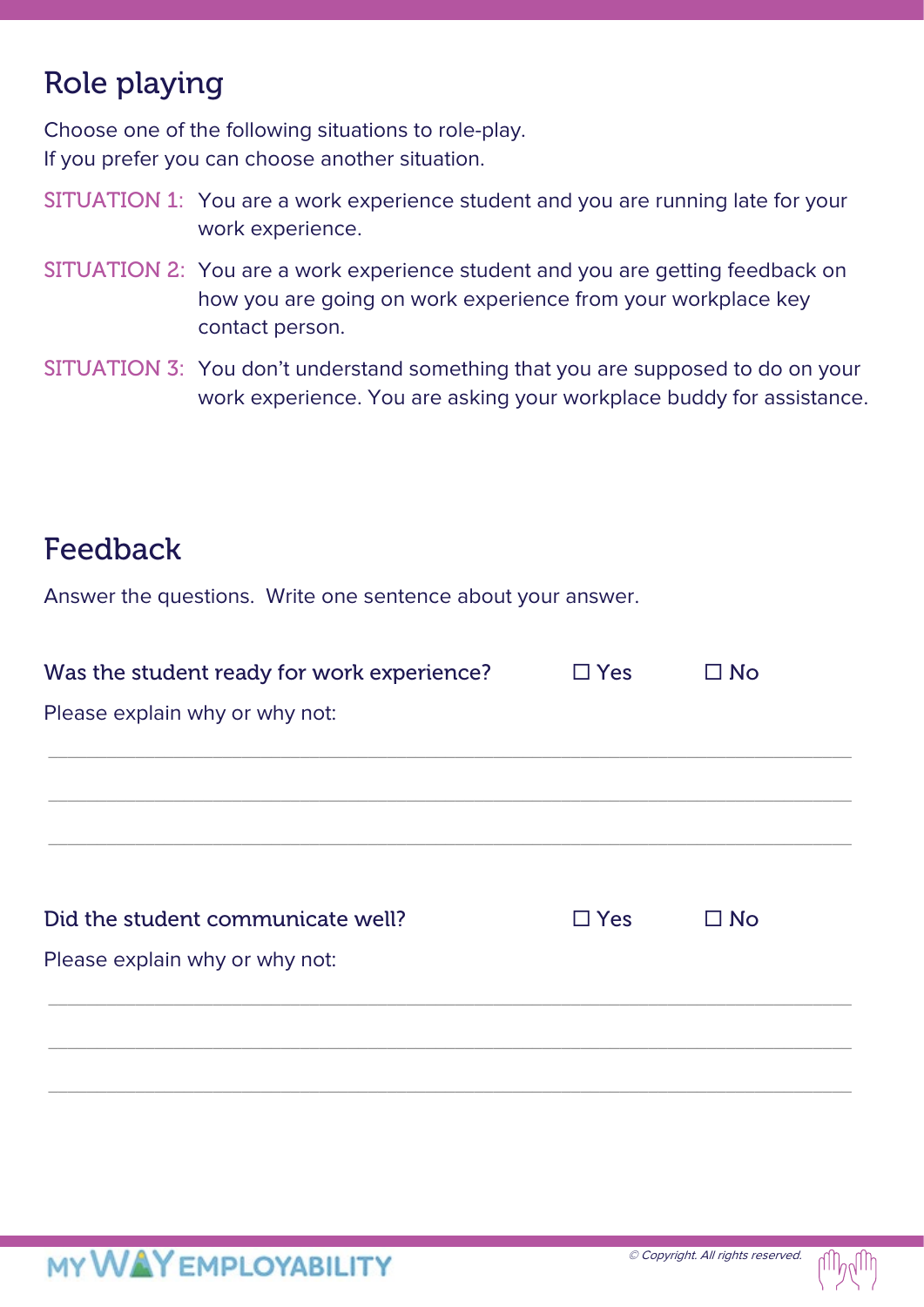## Role playing

Choose one of the following situations to role-play.
If you prefer you can choose another situation.

SITUATION 1: You are a work experience student and you are running late for your work experience.

SITUATION 2: You are a work experience student and you are getting feedback on how you are going on work experience from your workplace key contact person.

SITUATION 3: You don't understand something that you are supposed to do on your work experience. You are asking your workplace buddy for assistance.

## Feedback

Answer the questions. Write one sentence about your answer.

Was the student ready for work experience? ☐ Yes ☐ No

Please explain why or why not:

\_\_\_\_\_\_\_\_\_\_\_\_\_\_\_\_\_\_\_\_\_\_\_\_\_\_\_\_\_\_\_\_\_\_\_\_\_\_\_\_\_\_\_\_\_\_\_\_\_\_\_\_\_\_\_\_\_\_\_\_\_\_\_\_\_\_\_\_\_\_\_\_\_\_\_\_

\_\_\_\_\_\_\_\_\_\_\_\_\_\_\_\_\_\_\_\_\_\_\_\_\_\_\_\_\_\_\_\_\_\_\_\_\_\_\_\_\_\_\_\_\_\_\_\_\_\_\_\_\_\_\_\_\_\_\_\_\_\_\_\_\_\_\_\_\_\_\_\_\_\_\_\_

\_\_\_\_\_\_\_\_\_\_\_\_\_\_\_\_\_\_\_\_\_\_\_\_\_\_\_\_\_\_\_\_\_\_\_\_\_\_\_\_\_\_\_\_\_\_\_\_\_\_\_\_\_\_\_\_\_\_\_\_\_\_\_\_\_\_\_\_\_\_\_\_\_\_\_\_

Did the student communicate well? ☐ Yes ☐ No

Please explain why or why not:

\_\_\_\_\_\_\_\_\_\_\_\_\_\_\_\_\_\_\_\_\_\_\_\_\_\_\_\_\_\_\_\_\_\_\_\_\_\_\_\_\_\_\_\_\_\_\_\_\_\_\_\_\_\_\_\_\_\_\_\_\_\_\_\_\_\_\_\_\_\_\_\_\_\_\_\_

\_\_\_\_\_\_\_\_\_\_\_\_\_\_\_\_\_\_\_\_\_\_\_\_\_\_\_\_\_\_\_\_\_\_\_\_\_\_\_\_\_\_\_\_\_\_\_\_\_\_\_\_\_\_\_\_\_\_\_\_\_\_\_\_\_\_\_\_\_\_\_\_\_\_\_\_

\_\_\_\_\_\_\_\_\_\_\_\_\_\_\_\_\_\_\_\_\_\_\_\_\_\_\_\_\_\_\_\_\_\_\_\_\_\_\_\_\_\_\_\_\_\_\_\_\_\_\_\_\_\_\_\_\_\_\_\_\_\_\_\_\_\_\_\_\_\_\_\_\_\_\_\_